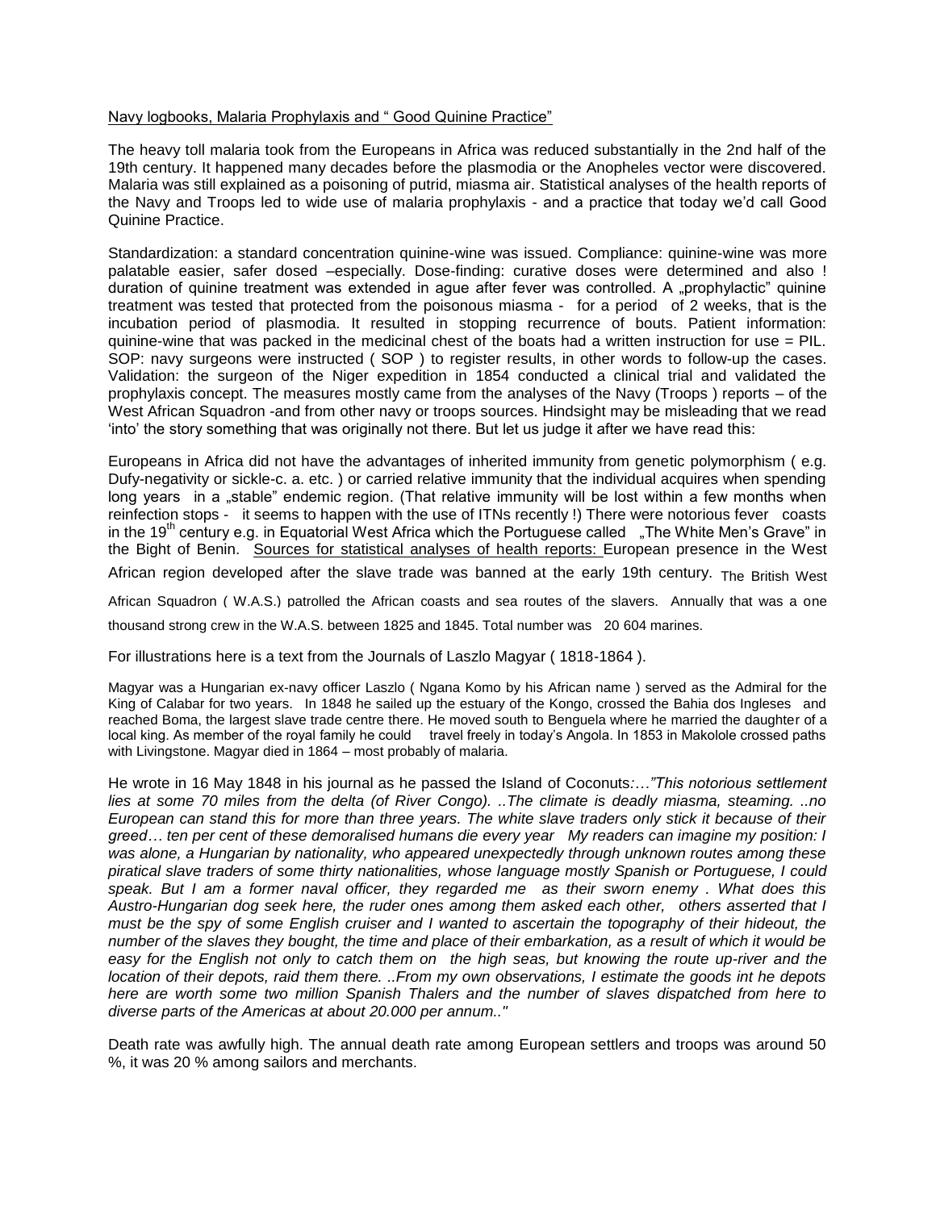Navy logbooks, Malaria Prophylaxis and " Good Quinine Practice"

The heavy toll malaria took from the Europeans in Africa was reduced substantially in the 2nd half of the 19th century. It happened many decades before the plasmodia or the Anopheles vector were discovered. Malaria was still explained as a poisoning of putrid, miasma air. Statistical analyses of the health reports of the Navy and Troops led to wide use of malaria prophylaxis - and a practice that today we'd call Good Quinine Practice.

Standardization: a standard concentration quinine-wine was issued. Compliance: quinine-wine was more palatable easier, safer dosed –especially. Dose-finding: curative doses were determined and also ! duration of quinine treatment was extended in ague after fever was controlled. A „prophylactic" quinine treatment was tested that protected from the poisonous miasma - for a period of 2 weeks, that is the incubation period of plasmodia. It resulted in stopping recurrence of bouts. Patient information: quinine-wine that was packed in the medicinal chest of the boats had a written instruction for use = PIL. SOP: navy surgeons were instructed ( SOP ) to register results, in other words to follow-up the cases. Validation: the surgeon of the Niger expedition in 1854 conducted a clinical trial and validated the prophylaxis concept. The measures mostly came from the analyses of the Navy (Troops ) reports – of the West African Squadron -and from other navy or troops sources. Hindsight may be misleading that we read 'into' the story something that was originally not there. But let us judge it after we have read this:

Europeans in Africa did not have the advantages of inherited immunity from genetic polymorphism ( e.g. Dufy-negativity or sickle-c. a. etc. ) or carried relative immunity that the individual acquires when spending long years in a „stable" endemic region. (That relative immunity will be lost within a few months when reinfection stops - it seems to happen with the use of ITNs recently !) There were notorious fever coasts in the 19th century e.g. in Equatorial West Africa which the Portuguese called „The White Men's Grave" in the Bight of Benin. Sources for statistical analyses of health reports: European presence in the West African region developed after the slave trade was banned at the early 19th century. The British West African Squadron ( W.A.S.) patrolled the African coasts and sea routes of the slavers. Annually that was a one thousand strong crew in the W.A.S. between 1825 and 1845. Total number was 20 604 marines.

For illustrations here is a text from the Journals of Laszlo Magyar ( 1818-1864 ).

Magyar was a Hungarian ex-navy officer Laszlo ( Ngana Komo by his African name ) served as the Admiral for the King of Calabar for two years. In 1848 he sailed up the estuary of the Kongo, crossed the Bahia dos Ingleses and reached Boma, the largest slave trade centre there. He moved south to Benguela where he married the daughter of a local king. As member of the royal family he could travel freely in today's Angola. In 1853 in Makolole crossed paths with Livingstone. Magyar died in 1864 – most probably of malaria.

He wrote in 16 May 1848 in his journal as he passed the Island of Coconuts*:…"This notorious settlement lies at some 70 miles from the delta (of River Congo). ..The climate is deadly miasma, steaming. ..no European can stand this for more than three years. The white slave traders only stick it because of their greed… ten per cent of these demoralised humans die every year My readers can imagine my position: I was alone, a Hungarian by nationality, who appeared unexpectedly through unknown routes among these piratical slave traders of some thirty nationalities, whose language mostly Spanish or Portuguese, I could speak. But I am a former naval officer, they regarded me as their sworn enemy . What does this Austro-Hungarian dog seek here, the ruder ones among them asked each other, others asserted that I must be the spy of some English cruiser and I wanted to ascertain the topography of their hideout, the number of the slaves they bought, the time and place of their embarkation, as a result of which it would be easy for the English not only to catch them on the high seas, but knowing the route up-river and the location of their depots, raid them there. ..From my own observations, I estimate the goods int he depots here are worth some two million Spanish Thalers and the number of slaves dispatched from here to diverse parts of the Americas at about 20.000 per annum.."*

Death rate was awfully high. The annual death rate among European settlers and troops was around 50 %, it was 20 % among sailors and merchants.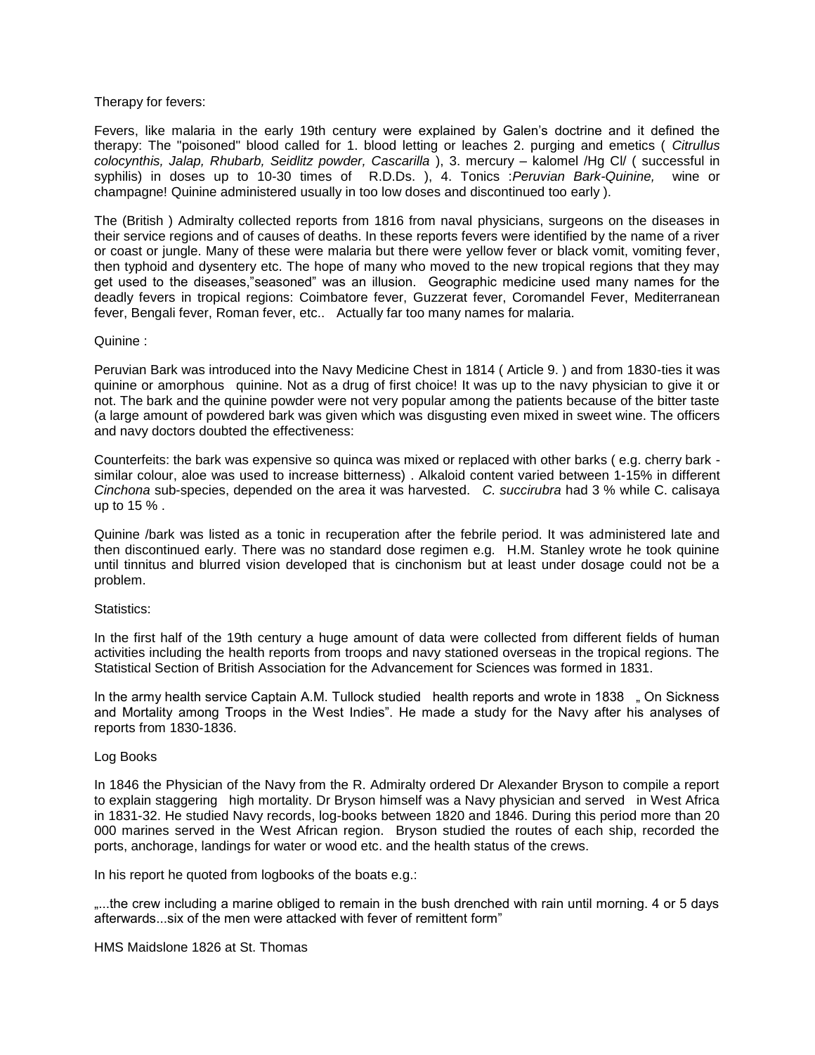Therapy for fevers:

Fevers, like malaria in the early 19th century were explained by Galen's doctrine and it defined the therapy: The "poisoned" blood called for 1. blood letting or leaches 2. purging and emetics ( *Citrullus colocynthis, Jalap, Rhubarb, Seidlitz powder, Cascarilla* ), 3. mercury – kalomel /Hg Cl/ ( successful in syphilis) in doses up to 10-30 times of R.D.Ds. ), 4. Tonics :*Peruvian Bark-Quinine,* wine or champagne! Quinine administered usually in too low doses and discontinued too early ).

The (British ) Admiralty collected reports from 1816 from naval physicians, surgeons on the diseases in their service regions and of causes of deaths. In these reports fevers were identified by the name of a river or coast or jungle. Many of these were malaria but there were yellow fever or black vomit, vomiting fever, then typhoid and dysentery etc. The hope of many who moved to the new tropical regions that they may get used to the diseases,"seasoned" was an illusion. Geographic medicine used many names for the deadly fevers in tropical regions: Coimbatore fever, Guzzerat fever, Coromandel Fever, Mediterranean fever, Bengali fever, Roman fever, etc.. Actually far too many names for malaria.

Quinine :

Peruvian Bark was introduced into the Navy Medicine Chest in 1814 ( Article 9. ) and from 1830-ties it was quinine or amorphous quinine. Not as a drug of first choice! It was up to the navy physician to give it or not. The bark and the quinine powder were not very popular among the patients because of the bitter taste (a large amount of powdered bark was given which was disgusting even mixed in sweet wine. The officers and navy doctors doubted the effectiveness:

Counterfeits: the bark was expensive so quinca was mixed or replaced with other barks ( e.g. cherry bark - similar colour, aloe was used to increase bitterness) . Alkaloid content varied between 1-15% in different *Cinchona* sub-species, depended on the area it was harvested. *C. succirubra* had 3 % while C. calisaya up to 15 % .

Quinine /bark was listed as a tonic in recuperation after the febrile period. It was administered late and then discontinued early. There was no standard dose regimen e.g. H.M. Stanley wrote he took quinine until tinnitus and blurred vision developed that is cinchonism but at least under dosage could not be a problem.

Statistics:

In the first half of the 19th century a huge amount of data were collected from different fields of human activities including the health reports from troops and navy stationed overseas in the tropical regions. The Statistical Section of British Association for the Advancement for Sciences was formed in 1831.

In the army health service Captain A.M. Tullock studied health reports and wrote in 1838 „ On Sickness and Mortality among Troops in the West Indies". He made a study for the Navy after his analyses of reports from 1830-1836.

Log Books

In 1846 the Physician of the Navy from the R. Admiralty ordered Dr Alexander Bryson to compile a report to explain staggering high mortality. Dr Bryson himself was a Navy physician and served in West Africa in 1831-32. He studied Navy records, log-books between 1820 and 1846. During this period more than 20 000 marines served in the West African region. Bryson studied the routes of each ship, recorded the ports, anchorage, landings for water or wood etc. and the health status of the crews.

In his report he quoted from logbooks of the boats e.g.:

„...the crew including a marine obliged to remain in the bush drenched with rain until morning. 4 or 5 days afterwards...six of the men were attacked with fever of remittent form"

HMS Maidslone 1826 at St. Thomas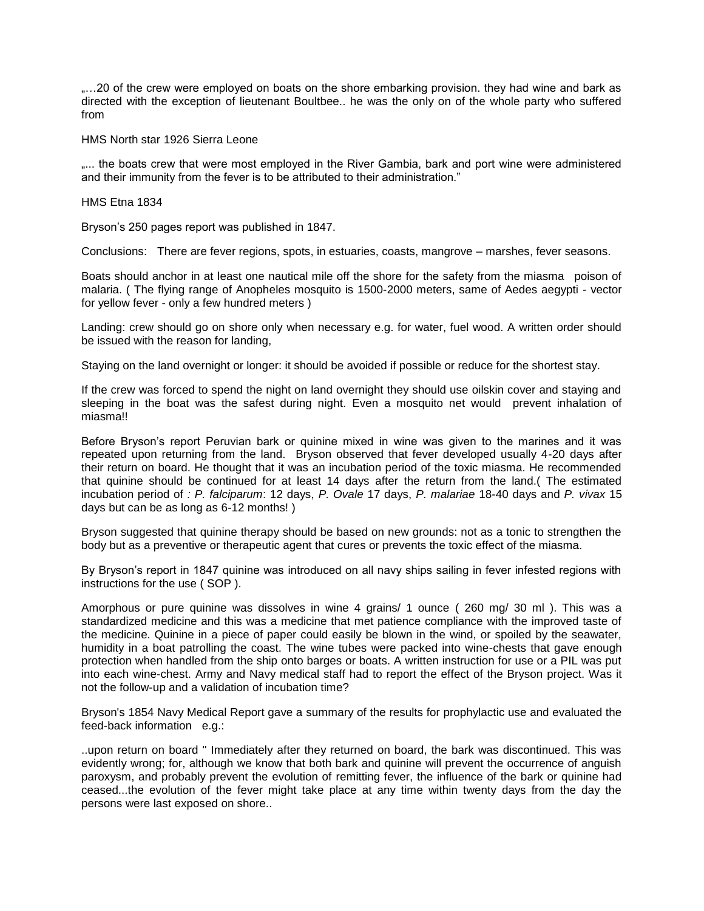„…20 of the crew were employed on boats on the shore embarking provision. they had wine and bark as directed with the exception of lieutenant Boultbee.. he was the only on of the whole party who suffered from

HMS North star 1926 Sierra Leone

„... the boats crew that were most employed in the River Gambia, bark and port wine were administered and their immunity from the fever is to be attributed to their administration."

HMS Etna 1834

Bryson's 250 pages report was published in 1847.

Conclusions: There are fever regions, spots, in estuaries, coasts, mangrove – marshes, fever seasons.

Boats should anchor in at least one nautical mile off the shore for the safety from the miasma poison of malaria. ( The flying range of Anopheles mosquito is 1500-2000 meters, same of Aedes aegypti - vector for yellow fever - only a few hundred meters )

Landing: crew should go on shore only when necessary e.g. for water, fuel wood. A written order should be issued with the reason for landing,

Staying on the land overnight or longer: it should be avoided if possible or reduce for the shortest stay.

If the crew was forced to spend the night on land overnight they should use oilskin cover and staying and sleeping in the boat was the safest during night. Even a mosquito net would prevent inhalation of miasma!!

Before Bryson's report Peruvian bark or quinine mixed in wine was given to the marines and it was repeated upon returning from the land. Bryson observed that fever developed usually 4-20 days after their return on board. He thought that it was an incubation period of the toxic miasma. He recommended that quinine should be continued for at least 14 days after the return from the land.( The estimated incubation period of *: P. falciparum*: 12 days, *P. Ovale* 17 days, *P. malariae* 18-40 days and *P. vivax* 15 days but can be as long as 6-12 months! )

Bryson suggested that quinine therapy should be based on new grounds: not as a tonic to strengthen the body but as a preventive or therapeutic agent that cures or prevents the toxic effect of the miasma.

By Bryson's report in 1847 quinine was introduced on all navy ships sailing in fever infested regions with instructions for the use ( SOP ).

Amorphous or pure quinine was dissolves in wine 4 grains/ 1 ounce ( 260 mg/ 30 ml ). This was a standardized medicine and this was a medicine that met patience compliance with the improved taste of the medicine. Quinine in a piece of paper could easily be blown in the wind, or spoiled by the seawater, humidity in a boat patrolling the coast. The wine tubes were packed into wine-chests that gave enough protection when handled from the ship onto barges or boats. A written instruction for use or a PIL was put into each wine-chest. Army and Navy medical staff had to report the effect of the Bryson project. Was it not the follow-up and a validation of incubation time?

Bryson's 1854 Navy Medical Report gave a summary of the results for prophylactic use and evaluated the feed-back information e.g.:

..upon return on board " Immediately after they returned on board, the bark was discontinued. This was evidently wrong; for, although we know that both bark and quinine will prevent the occurrence of anguish paroxysm, and probably prevent the evolution of remitting fever, the influence of the bark or quinine had ceased...the evolution of the fever might take place at any time within twenty days from the day the persons were last exposed on shore..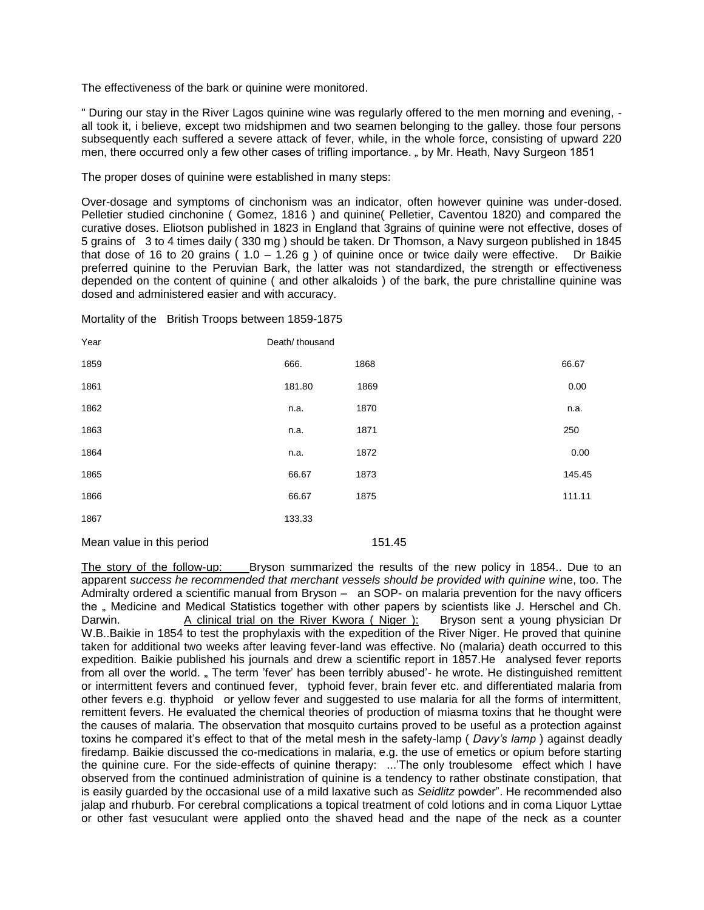The effectiveness of the bark or quinine were monitored.

" During our stay in the River Lagos quinine wine was regularly offered to the men morning and evening, - all took it, i believe, except two midshipmen and two seamen belonging to the galley. those four persons subsequently each suffered a severe attack of fever, while, in the whole force, consisting of upward 220 men, there occurred only a few other cases of trifling importance. „ by Mr. Heath, Navy Surgeon 1851

The proper doses of quinine were established in many steps:

Over-dosage and symptoms of cinchonism was an indicator, often however quinine was under-dosed. Pelletier studied cinchonine ( Gomez, 1816 ) and quinine( Pelletier, Caventou 1820) and compared the curative doses. Eliotson published in 1823 in England that 3grains of quinine were not effective, doses of 5 grains of 3 to 4 times daily ( 330 mg ) should be taken. Dr Thomson, a Navy surgeon published in 1845 that dose of 16 to 20 grains ( 1.0 – 1.26 g ) of quinine once or twice daily were effective. Dr Baikie preferred quinine to the Peruvian Bark, the latter was not standardized, the strength or effectiveness depended on the content of quinine ( and other alkaloids ) of the bark, the pure christalline quinine was dosed and administered easier and with accuracy.

Mortality of the British Troops between 1859-1875

| Year | Death/ thousand | | |
|---|---|---|---|
| 1859 | 666. | 1868 | 66.67 |
| 1861 | 181.80 | 1869 | 0.00 |
| 1862 | n.a. | 1870 | n.a. |
| 1863 | n.a. | 1871 | 250 |
| 1864 | n.a. | 1872 | 0.00 |
| 1865 | 66.67 | 1873 | 145.45 |
| 1866 | 66.67 | 1875 | 111.11 |
| 1867 | 133.33 | | |
| Mean value in this period | 151.45 | | |

<u>The story of the follow-up:</u> Bryson summarized the results of the new policy in 1854.. Due to an apparent *success he recommended that merchant vessels should be provided with quinine wi*ne, too. The Admiralty ordered a scientific manual from Bryson – an SOP- on malaria prevention for the navy officers the „ Medicine and Medical Statistics together with other papers by scientists like J. Herschel and Ch. Darwin. <u>A clinical trial on the River Kwora ( Niger ):</u> Bryson sent a young physician Dr W.B..Baikie in 1854 to test the prophylaxis with the expedition of the River Niger. He proved that quinine taken for additional two weeks after leaving fever-land was effective. No (malaria) death occurred to this expedition. Baikie published his journals and drew a scientific report in 1857.He analysed fever reports from all over the world. „ The term 'fever' has been terribly abused'- he wrote. He distinguished remittent or intermittent fevers and continued fever, typhoid fever, brain fever etc. and differentiated malaria from other fevers e.g. thyphoid or yellow fever and suggested to use malaria for all the forms of intermittent, remittent fevers. He evaluated the chemical theories of production of miasma toxins that he thought were the causes of malaria. The observation that mosquito curtains proved to be useful as a protection against toxins he compared it's effect to that of the metal mesh in the safety-lamp ( *Davy's lamp* ) against deadly firedamp. Baikie discussed the co-medications in malaria, e.g. the use of emetics or opium before starting the quinine cure. For the side-effects of quinine therapy: ...'The only troublesome effect which I have observed from the continued administration of quinine is a tendency to rather obstinate constipation, that is easily guarded by the occasional use of a mild laxative such as *Seidlitz* powder". He recommended also jalap and rhuburb. For cerebral complications a topical treatment of cold lotions and in coma Liquor Lyttae or other fast vesuculant were applied onto the shaved head and the nape of the neck as a counter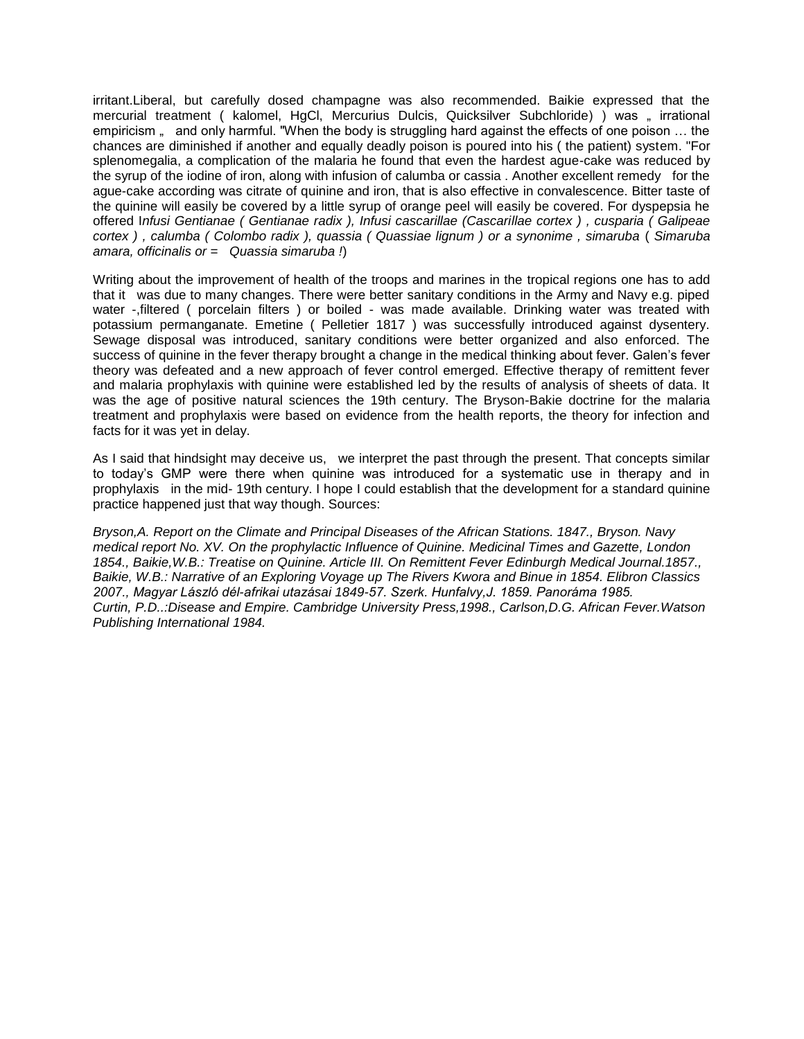irritant.Liberal, but carefully dosed champagne was also recommended. Baikie expressed that the mercurial treatment ( kalomel, HgCl, Mercurius Dulcis, Quicksilver Subchloride) ) was „ irrational empiricism „ and only harmful. "When the body is struggling hard against the effects of one poison … the chances are diminished if another and equally deadly poison is poured into his ( the patient) system. "For splenomegalia, a complication of the malaria he found that even the hardest ague-cake was reduced by the syrup of the iodine of iron, along with infusion of calumba or cassia . Another excellent remedy for the ague-cake according was citrate of quinine and iron, that is also effective in convalescence. Bitter taste of the quinine will easily be covered by a little syrup of orange peel will easily be covered. For dyspepsia he offered I*nfusi Gentianae ( Gentianae radix ), Infusi cascarillae (Cascarillae cortex ) , cusparia ( Galipeae cortex ) , calumba ( Colombo radix ), quassia ( Quassiae lignum ) or a synonime , simaruba* ( *Simaruba amara, officinalis or = Quassia simaruba !*)

Writing about the improvement of health of the troops and marines in the tropical regions one has to add that it was due to many changes. There were better sanitary conditions in the Army and Navy e.g. piped water -,filtered ( porcelain filters ) or boiled - was made available. Drinking water was treated with potassium permanganate. Emetine ( Pelletier 1817 ) was successfully introduced against dysentery. Sewage disposal was introduced, sanitary conditions were better organized and also enforced. The success of quinine in the fever therapy brought a change in the medical thinking about fever. Galen's fever theory was defeated and a new approach of fever control emerged. Effective therapy of remittent fever and malaria prophylaxis with quinine were established led by the results of analysis of sheets of data. It was the age of positive natural sciences the 19th century. The Bryson-Bakie doctrine for the malaria treatment and prophylaxis were based on evidence from the health reports, the theory for infection and facts for it was yet in delay.

As I said that hindsight may deceive us, we interpret the past through the present. That concepts similar to today's GMP were there when quinine was introduced for a systematic use in therapy and in prophylaxis in the mid- 19th century. I hope I could establish that the development for a standard quinine practice happened just that way though. Sources:

*Bryson,A. Report on the Climate and Principal Diseases of the African Stations. 1847., Bryson. Navy medical report No. XV. On the prophylactic Influence of Quinine. Medicinal Times and Gazette, London 1854., Baikie,W.B.: Treatise on Quinine. Article III. On Remittent Fever Edinburgh Medical Journal.1857., Baikie, W.B.: Narrative of an Exploring Voyage up The Rivers Kwora and Binue in 1854. Elibron Classics 2007., Magyar László dél-afrikai utazásai 1849-57. Szerk. Hunfalvy,J. 1859. Panoráma 1985. Curtin, P.D..:Disease and Empire. Cambridge University Press,1998., Carlson,D.G. African Fever.Watson Publishing International 1984.*